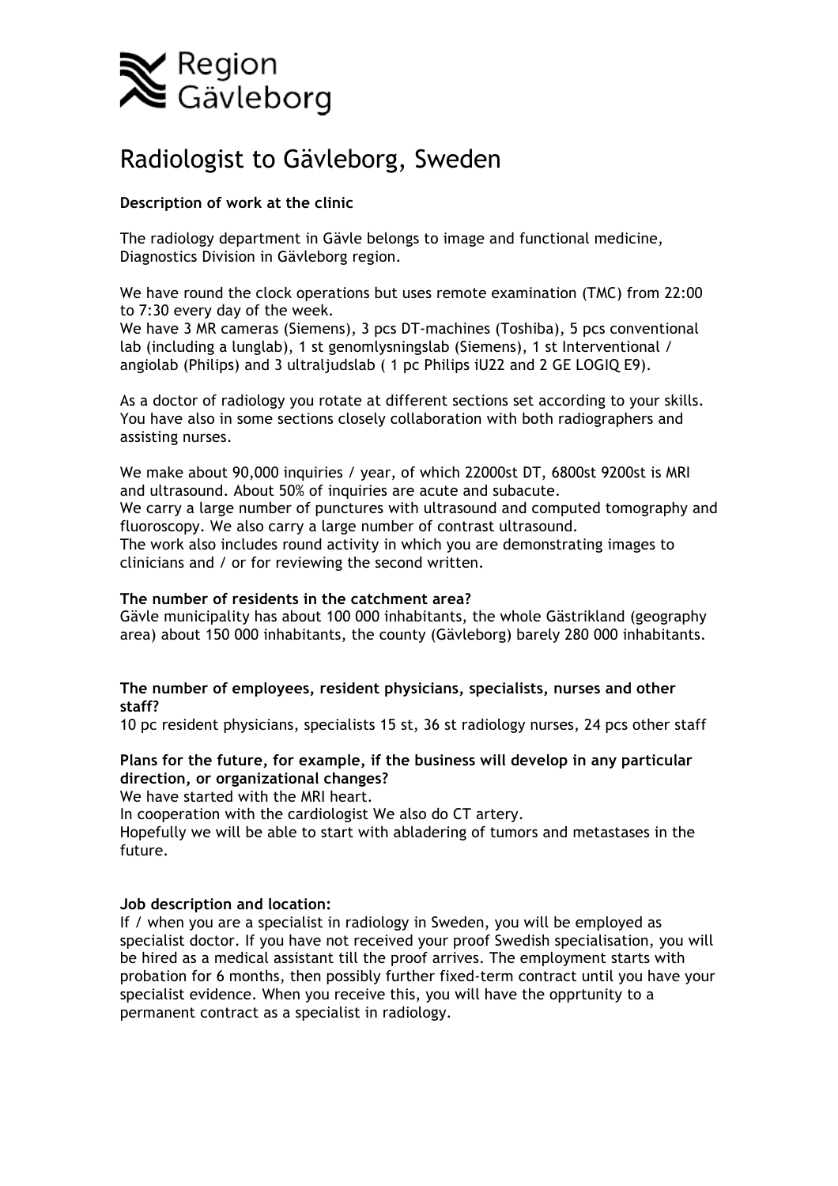Region Gävleborg

# Radiologist to Gävleborg, Sweden

**Description of work at the clinic**

The radiology department in Gävle belongs to image and functional medicine, Diagnostics Division in Gävleborg region.

We have round the clock operations but uses remote examination (TMC) from 22:00 to 7:30 every day of the week.
We have 3 MR cameras (Siemens), 3 pcs DT-machines (Toshiba), 5 pcs conventional lab (including a lunglab), 1 st genomlysningslab (Siemens), 1 st Interventional / angiolab (Philips) and 3 ultraljudslab ( 1 pc Philips iU22 and 2 GE LOGIQ E9).

As a doctor of radiology you rotate at different sections set according to your skills. You have also in some sections closely collaboration with both radiographers and assisting nurses.

We make about 90,000 inquiries / year, of which 22000st DT, 6800st 9200st is MRI and ultrasound. About 50% of inquiries are acute and subacute.
We carry a large number of punctures with ultrasound and computed tomography and fluoroscopy. We also carry a large number of contrast ultrasound.
The work also includes round activity in which you are demonstrating images to clinicians and / or for reviewing the second written.

**The number of residents in the catchment area?**
Gävle municipality has about 100 000 inhabitants, the whole Gästrikland (geography area) about 150 000 inhabitants, the county (Gävleborg) barely 280 000 inhabitants.

**The number of employees, resident physicians, specialists, nurses and other staff?**
10 pc resident physicians, specialists 15 st, 36 st radiology nurses, 24 pcs other staff

**Plans for the future, for example, if the business will develop in any particular direction, or organizational changes?**
We have started with the MRI heart.
In cooperation with the cardiologist We also do CT artery.
Hopefully we will be able to start with abladering of tumors and metastases in the future.

**Job description and location:**
If / when you are a specialist in radiology in Sweden, you will be employed as specialist doctor. If you have not received your proof Swedish specialisation, you will be hired as a medical assistant till the proof arrives. The employment starts with probation for 6 months, then possibly further fixed-term contract until you have your specialist evidence. When you receive this, you will have the opprtunity to a permanent contract as a specialist in radiology.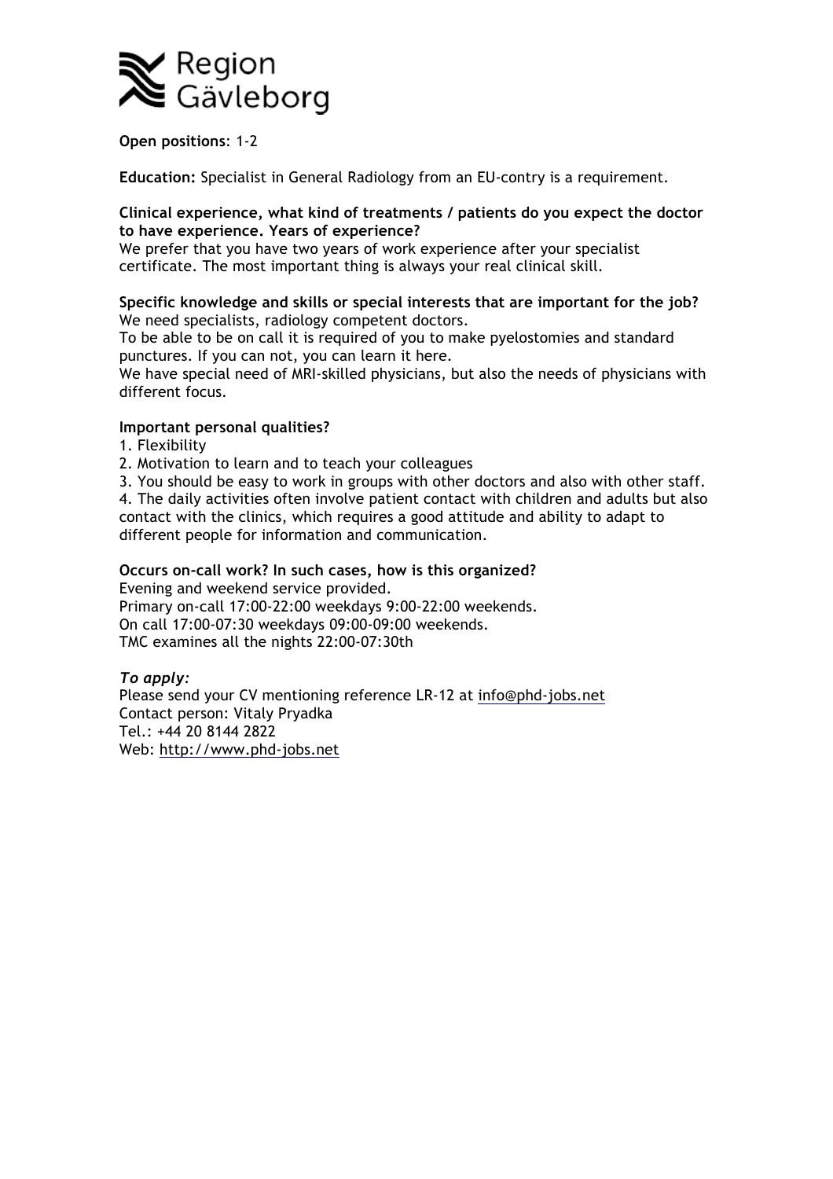Region Gävleborg

**Open positions**: 1-2

**Education:** Specialist in General Radiology from an EU-contry is a requirement.

**Clinical experience, what kind of treatments / patients do you expect the doctor to have experience. Years of experience?**
We prefer that you have two years of work experience after your specialist certificate. The most important thing is always your real clinical skill.

**Specific knowledge and skills or special interests that are important for the job?**
We need specialists, radiology competent doctors.
To be able to be on call it is required of you to make pyelostomies and standard punctures. If you can not, you can learn it here.
We have special need of MRI-skilled physicians, but also the needs of physicians with different focus.

**Important personal qualities?**

1. Flexibility
2. Motivation to learn and to teach your colleagues
3. You should be easy to work in groups with other doctors and also with other staff.
4. The daily activities often involve patient contact with children and adults but also contact with the clinics, which requires a good attitude and ability to adapt to different people for information and communication.

**Occurs on-call work? In such cases, how is this organized?**
Evening and weekend service provided.
Primary on-call 17:00-22:00 weekdays 9:00-22:00 weekends.
On call 17:00-07:30 weekdays 09:00-09:00 weekends.
TMC examines all the nights 22:00-07:30th

***To apply:***
Please send your CV mentioning reference LR-12 at info@phd-jobs.net
Contact person: Vitaly Pryadka
Tel.: +44 20 8144 2822
Web: http://www.phd-jobs.net